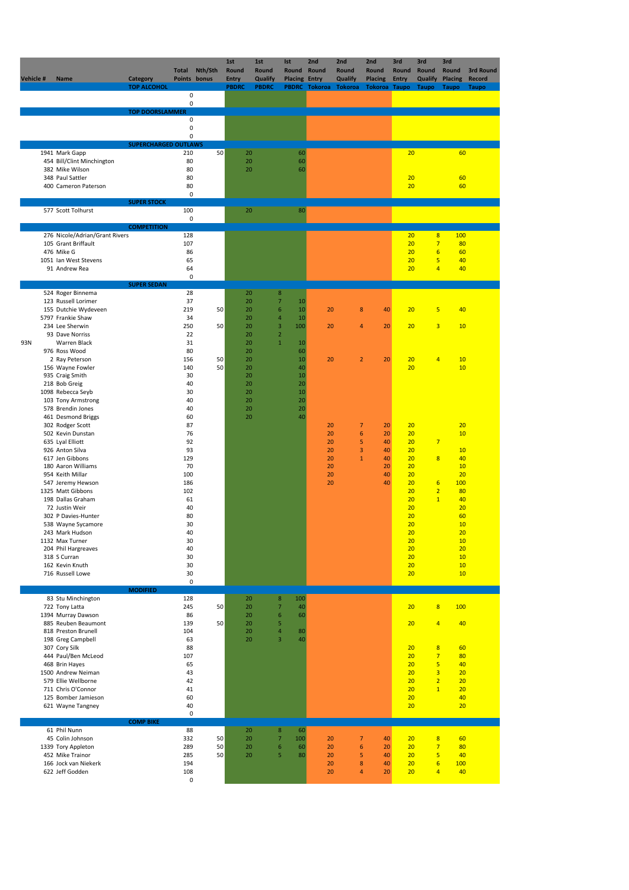| Vehicle # | Name | Category | Total Points | Nth/Sth bonus | 1st Round Entry | 1st Round Qualify | Ist Round Placing | 2nd Round Entry | 2nd Round Qualify | 2nd Round Placing | 3rd Round Entry | 3rd Round Qualify | 3rd Round Placing | 3rd Round Record |
|---|---|---|---|---|---|---|---|---|---|---|---|---|---|---|
| | | | | | PBDRC | PBDRC | PBDRC | Tokoroa | Tokoroa | Tokoroa | Taupo | Taupo | Taupo | Taupo |
| | | TOP ALCOHOL | | | | | | | | | | | | |
| | | | 0 | | | | | | | | | | | |
| | | | 0 | | | | | | | | | | | |
| | | TOP DOORSLAMMER | | | | | | | | | | | | |
| | | | 0 | | | | | | | | | | | |
| | | | 0 | | | | | | | | | | | |
| | | | 0 | | | | | | | | | | | |
| | | SUPERCHARGED OUTLAWS | | | | | | | | | | | | |
| 1941 | Mark Gapp | | 210 | 50 | 20 | | 60 | | | | 20 | | 60 | |
| 454 | Bill/Clint Minchington | | 80 | | 20 | | 60 | | | | | | | |
| 382 | Mike Wilson | | 80 | | 20 | | 60 | | | | | | | |
| 348 | Paul Sattler | | 80 | | | | | | | | 20 | | 60 | |
| 400 | Cameron Paterson | | 80 | | | | | | | | 20 | | 60 | |
| | | | 0 | | | | | | | | | | | |
| | | SUPER STOCK | | | | | | | | | | | | |
| 577 | Scott Tolhurst | | 100 | | 20 | | 80 | | | | | | | |
| | | | 0 | | | | | | | | | | | |
| | | COMPETITION | | | | | | | | | | | | |
| 276 | Nicole/Adrian/Grant Rivers | | 128 | | | | | | | | 20 | 8 | 100 | |
| 105 | Grant Briffault | | 107 | | | | | | | | 20 | 7 | 80 | |
| 476 | Mike G | | 86 | | | | | | | | 20 | 6 | 60 | |
| 1051 | Ian West Stevens | | 65 | | | | | | | | 20 | 5 | 40 | |
| 91 | Andrew Rea | | 64 | | | | | | | | 20 | 4 | 40 | |
| | | | 0 | | | | | | | | | | | |
| | | SUPER SEDAN | | | | | | | | | | | | |
| 524 | Roger Binnema | | 28 | | 20 | 8 | | | | | | | | |
| 123 | Russell Lorimer | | 37 | | 20 | 7 | 10 | | | | | | | |
| 155 | Dutchie Wydeveen | | 219 | 50 | 20 | 6 | 10 | 20 | 8 | 40 | 20 | 5 | 40 | |
| 5797 | Frankie Shaw | | 34 | | 20 | 4 | 10 | | | | | | | |
| 234 | Lee Sherwin | | 250 | 50 | 20 | 3 | 100 | 20 | 4 | 20 | 20 | 3 | 10 | |
| 93 | Dave Norriss | | 22 | | 20 | 2 | | | | | | | | |
| 93N | Warren Black | | 31 | | 20 | 1 | 10 | | | | | | | |
| 976 | Ross Wood | | 80 | | 20 | | 60 | | | | | | | |
| 2 | Ray Peterson | | 156 | 50 | 20 | | 10 | 20 | 2 | 20 | 20 | 4 | 10 | |
| 156 | Wayne Fowler | | 140 | 50 | 20 | | 40 | | | | 20 | | 10 | |
| 935 | Craig Smith | | 30 | | 20 | | 10 | | | | | | | |
| 218 | Bob Greig | | 40 | | 20 | | 20 | | | | | | | |
| 1098 | Rebecca Seyb | | 30 | | 20 | | 10 | | | | | | | |
| 103 | Tony Armstrong | | 40 | | 20 | | 20 | | | | | | | |
| 578 | Brendin Jones | | 40 | | 20 | | 20 | | | | | | | |
| 461 | Desmond Briggs | | 60 | | 20 | | 40 | | | | | | | |
| 302 | Rodger Scott | | 87 | | | | | 20 | 7 | 20 | 20 | | 20 | |
| 502 | Kevin Dunstan | | 76 | | | | | 20 | 6 | 20 | 20 | | 10 | |
| 635 | Lyal Elliott | | 92 | | | | | 20 | 5 | 40 | 20 | 7 | | |
| 926 | Anton Silva | | 93 | | | | | 20 | 3 | 40 | 20 | | 10 | |
| 617 | Jen Gibbons | | 129 | | | | | 20 | 1 | 40 | 20 | 8 | 40 | |
| 180 | Aaron Williams | | 70 | | | | | 20 | | 20 | 20 | | 10 | |
| 954 | Keith Millar | | 100 | | | | | 20 | | 40 | 20 | | 20 | |
| 547 | Jeremy Hewson | | 186 | | | | | 20 | | 40 | 20 | 6 | 100 | |
| 1325 | Matt Gibbons | | 102 | | | | | | | | 20 | 2 | 80 | |
| 198 | Dallas Graham | | 61 | | | | | | | | 20 | 1 | 40 | |
| 72 | Justin Weir | | 40 | | | | | | | | 20 | | 20 | |
| 302 | P Davies-Hunter | | 80 | | | | | | | | 20 | | 60 | |
| 538 | Wayne Sycamore | | 30 | | | | | | | | 20 | | 10 | |
| 243 | Mark Hudson | | 40 | | | | | | | | 20 | | 20 | |
| 1132 | Max Turner | | 30 | | | | | | | | 20 | | 10 | |
| 204 | Phil Hargreaves | | 40 | | | | | | | | 20 | | 20 | |
| 318 | S Curran | | 30 | | | | | | | | 20 | | 10 | |
| 162 | Kevin Knuth | | 30 | | | | | | | | 20 | | 10 | |
| 716 | Russell Lowe | | 30 | | | | | | | | 20 | | 10 | |
| | | | 0 | | | | | | | | | | | |
| | | MODIFIED | | | | | | | | | | | | |
| 83 | Stu Minchington | | 128 | | 20 | 8 | 100 | | | | | | | |
| 722 | Tony Latta | | 245 | 50 | 20 | 7 | 40 | | | | 20 | 8 | 100 | |
| 1394 | Murray Dawson | | 86 | | 20 | 6 | 60 | | | | | | | |
| 885 | Reuben Beaumont | | 139 | 50 | 20 | 5 | | | | | 20 | 4 | 40 | |
| 818 | Preston Brunell | | 104 | | 20 | 4 | 80 | | | | | | | |
| 198 | Greg Campbell | | 63 | | 20 | 3 | 40 | | | | | | | |
| 307 | Cory Silk | | 88 | | | | | | | | 20 | 8 | 60 | |
| 444 | Paul/Ben McLeod | | 107 | | | | | | | | 20 | 7 | 80 | |
| 468 | Brin Hayes | | 65 | | | | | | | | 20 | 5 | 40 | |
| 1500 | Andrew Neiman | | 43 | | | | | | | | 20 | 3 | 20 | |
| 579 | Ellie Wellborne | | 42 | | | | | | | | 20 | 2 | 20 | |
| 711 | Chris O'Connor | | 41 | | | | | | | | 20 | 1 | 20 | |
| 125 | Bomber Jamieson | | 60 | | | | | | | | 20 | | 40 | |
| 621 | Wayne Tangney | | 40 | | | | | | | | 20 | | 20 | |
| | | | 0 | | | | | | | | | | | |
| | | COMP BIKE | | | | | | | | | | | | |
| 61 | Phil Nunn | | 88 | | 20 | 8 | 60 | | | | | | | |
| 45 | Colin Johnson | | 332 | 50 | 20 | 7 | 100 | 20 | 7 | 40 | 20 | 8 | 60 | |
| 1339 | Tory Appleton | | 289 | 50 | 20 | 6 | 60 | 20 | 6 | 20 | 20 | 7 | 80 | |
| 452 | Mike Trainor | | 285 | 50 | 20 | 5 | 80 | 20 | 5 | 40 | 20 | 5 | 40 | |
| 166 | Jock van Niekerk | | 194 | | | | | 20 | 8 | 40 | 20 | 6 | 100 | |
| 622 | Jeff Godden | | 108 | | | | | 20 | 4 | 20 | 20 | 4 | 40 | |
| | | | 0 | | | | | | | | | | | |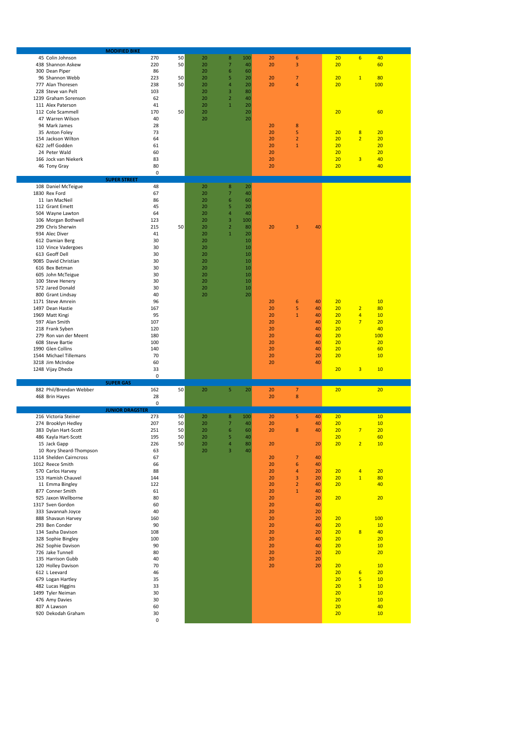| | | | | | | | | | | | | |
|---|---|---|---|---|---|---|---|---|---|---|---|---|
| | **MODIFIED BIKE** | | | | | | | | | | | |
| 45 | Colin Johnson | 270 | 50 | 20 | 8 | 100 | 20 | 6 | | 20 | 6 | 40 |
| 438 | Shannon Askew | 220 | 50 | 20 | 7 | 40 | 20 | 3 | | 20 | | 60 |
| 300 | Dean Piper | 86 | | 20 | 6 | 60 | | | | | | |
| 96 | Shannon Webb | 223 | 50 | 20 | 5 | 20 | 20 | 7 | | 20 | 1 | 80 |
| 777 | Alan Thoresen | 238 | 50 | 20 | 4 | 20 | 20 | 4 | | 20 | | 100 |
| 228 | Steve van Pelt | 103 | | 20 | 3 | 80 | | | | | | |
| 1239 | Graham Sorenson | 62 | | 20 | 2 | 40 | | | | | | |
| 111 | Alex Paterson | 41 | | 20 | 1 | 20 | | | | | | |
| 112 | Cole Scammell | 170 | 50 | 20 | | 20 | | | | 20 | | 60 |
| 47 | Warren Wilson | 40 | | 20 | | 20 | | | | | | |
| 94 | Mark James | 28 | | | | | 20 | 8 | | | | |
| 35 | Anton Foley | 73 | | | | | 20 | 5 | | 20 | 8 | 20 |
| 154 | Jackson Wilton | 64 | | | | | 20 | 2 | | 20 | 2 | 20 |
| 622 | Jeff Godden | 61 | | | | | 20 | 1 | | 20 | | 20 |
| 24 | Peter Wald | 60 | | | | | 20 | | | 20 | | 20 |
| 166 | Jock van Niekerk | 83 | | | | | 20 | | | 20 | 3 | 40 |
| 46 | Tony Gray | 80 | | | | | 20 | | | 20 | | 40 |
| | | 0 | | | | | | | | | | |
| | **SUPER STREET** | | | | | | | | | | | |
| 108 | Daniel McTeigue | 48 | | 20 | 8 | 20 | | | | | | |
| 1830 | Rex Ford | 67 | | 20 | 7 | 40 | | | | | | |
| 11 | Ian MacNeil | 86 | | 20 | 6 | 60 | | | | | | |
| 112 | Grant Emett | 45 | | 20 | 5 | 20 | | | | | | |
| 504 | Wayne Lawton | 64 | | 20 | 4 | 40 | | | | | | |
| 106 | Morgan Bothwell | 123 | | 20 | 3 | 100 | | | | | | |
| 299 | Chris Sherwin | 215 | 50 | 20 | 2 | 80 | 20 | 3 | 40 | | | |
| 934 | Alec Diver | 41 | | 20 | 1 | 20 | | | | | | |
| 612 | Damian Berg | 30 | | 20 | | 10 | | | | | | |
| 110 | Vince Vadergoes | 30 | | 20 | | 10 | | | | | | |
| 613 | Geoff Dell | 30 | | 20 | | 10 | | | | | | |
| 9085 | David Christian | 30 | | 20 | | 10 | | | | | | |
| 616 | Bex Betman | 30 | | 20 | | 10 | | | | | | |
| 605 | John McTeigue | 30 | | 20 | | 10 | | | | | | |
| 100 | Steve Henery | 30 | | 20 | | 10 | | | | | | |
| 572 | Jared Donald | 30 | | 20 | | 10 | | | | | | |
| 800 | Grant Lindsay | 40 | | 20 | | 20 | | | | | | |
| 1171 | Steve Amrein | 96 | | | | | 20 | 6 | 40 | 20 | | 10 |
| 1497 | Dean Hastie | 167 | | | | | 20 | 5 | 40 | 20 | 2 | 80 |
| 1969 | Matt Kingi | 95 | | | | | 20 | 1 | 40 | 20 | 4 | 10 |
| 597 | Alan Smith | 107 | | | | | 20 | | 40 | 20 | 7 | 20 |
| 218 | Frank Syben | 120 | | | | | 20 | | 40 | 20 | | 40 |
| 279 | Ron van der Meent | 180 | | | | | 20 | | 40 | 20 | | 100 |
| 608 | Steve Bartie | 100 | | | | | 20 | | 40 | 20 | | 20 |
| 1990 | Glen Collins | 140 | | | | | 20 | | 40 | 20 | | 60 |
| 1544 | Michael Tillemans | 70 | | | | | 20 | | 20 | 20 | | 10 |
| 3218 | Jim McIndoe | 60 | | | | | 20 | | 40 | | | |
| 1248 | Vijay Dheda | 33 | | | | | | | | 20 | 3 | 10 |
| | | 0 | | | | | | | | | | |
| | **SUPER GAS** | | | | | | | | | | | |
| 882 | Phil/Brendan Webber | 162 | 50 | 20 | 5 | 20 | 20 | 7 | | 20 | | 20 |
| 468 | Brin Hayes | 28 | | | | | 20 | 8 | | | | |
| | | 0 | | | | | | | | | | |
| | **JUNIOR DRAGSTER** | | | | | | | | | | | |
| 216 | Victoria Steiner | 273 | 50 | 20 | 8 | 100 | 20 | 5 | 40 | 20 | | 10 |
| 274 | Brooklyn Hedley | 207 | 50 | 20 | 7 | 40 | 20 | | 40 | 20 | | 10 |
| 383 | Dylan Hart-Scott | 251 | 50 | 20 | 6 | 60 | 20 | 8 | 40 | 20 | 7 | 20 |
| 486 | Kayla Hart-Scott | 195 | 50 | 20 | 5 | 40 | | | | 20 | | 60 |
| 15 | Jack Gapp | 226 | 50 | 20 | 4 | 80 | 20 | | 20 | 20 | 2 | 10 |
| 10 | Rory Sheard-Thompson | 63 | | 20 | 3 | 40 | | | | | | |
| 1114 | Shelden Cairncross | 67 | | | | | 20 | 7 | 40 | | | |
| 1012 | Reece Smith | 66 | | | | | 20 | 6 | 40 | | | |
| 570 | Carlos Harvey | 88 | | | | | 20 | 4 | 20 | 20 | 4 | 20 |
| 153 | Hamish Chauvel | 144 | | | | | 20 | 3 | 20 | 20 | 1 | 80 |
| 11 | Emma Bingley | 122 | | | | | 20 | 2 | 40 | 20 | | 40 |
| 877 | Conner Smith | 61 | | | | | 20 | 1 | 40 | | | |
| 925 | Jaxon Wellborne | 80 | | | | | 20 | | 20 | 20 | | 20 |
| 1317 | Sven Gordon | 60 | | | | | 20 | | 40 | | | |
| 333 | Savannah Joyce | 40 | | | | | 20 | | 20 | | | |
| 888 | Shavaun Harvey | 160 | | | | | 20 | | 20 | 20 | | 100 |
| 293 | Ben Conder | 90 | | | | | 20 | | 40 | 20 | | 10 |
| 134 | Sasha Davison | 108 | | | | | 20 | | 20 | 20 | 8 | 40 |
| 328 | Sophie Bingley | 100 | | | | | 20 | | 40 | 20 | | 20 |
| 262 | Sophie Davison | 90 | | | | | 20 | | 40 | 20 | | 10 |
| 726 | Jake Tunnell | 80 | | | | | 20 | | 20 | 20 | | 20 |
| 135 | Harrison Gubb | 40 | | | | | 20 | | 20 | | | |
| 120 | Holley Davison | 70 | | | | | 20 | | 20 | 20 | | 10 |
| 612 | L Leevard | 46 | | | | | | | | 20 | 6 | 20 |
| 679 | Logan Hartley | 35 | | | | | | | | 20 | 5 | 10 |
| 482 | Lucas Higgins | 33 | | | | | | | | 20 | 3 | 10 |
| 1499 | Tyler Neiman | 30 | | | | | | | | 20 | | 10 |
| 476 | Amy Davies | 30 | | | | | | | | 20 | | 10 |
| 807 | A Lawson | 60 | | | | | | | | 20 | | 40 |
| 920 | Dekodah Graham | 30 | | | | | | | | 20 | | 10 |
| | | 0 | | | | | | | | | | |